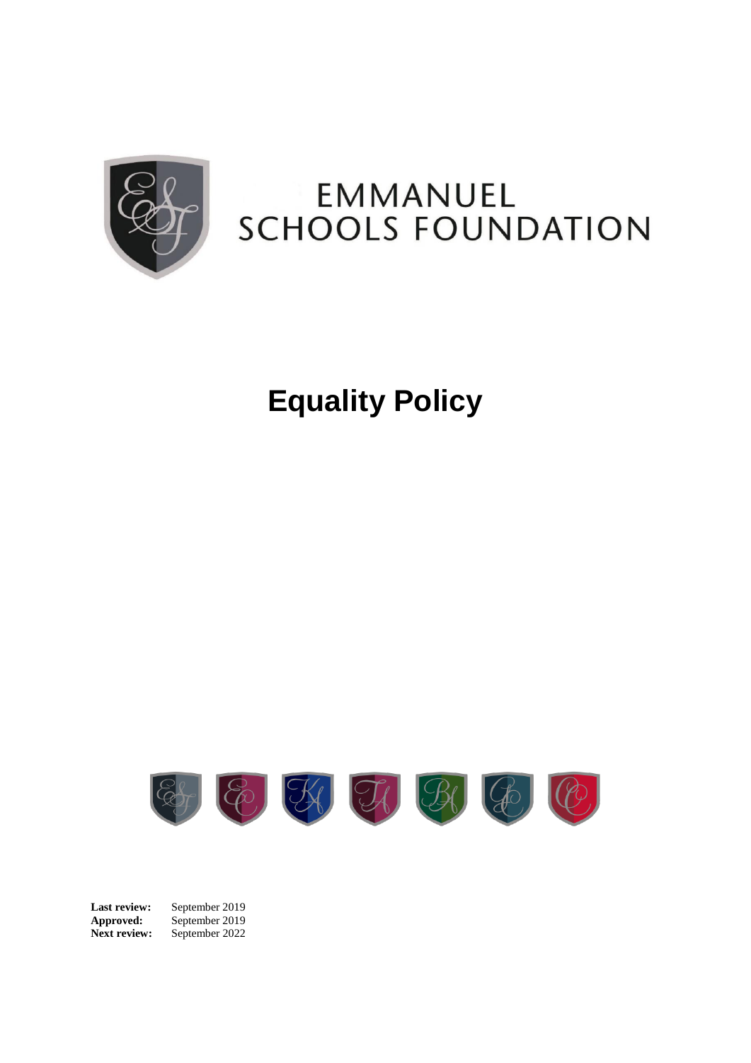EMMANUEL
SCHOOLS FOUNDATION

# Equality Policy

**Last review:** September 2019
**Approved:** September 2019
**Next review:** September 2022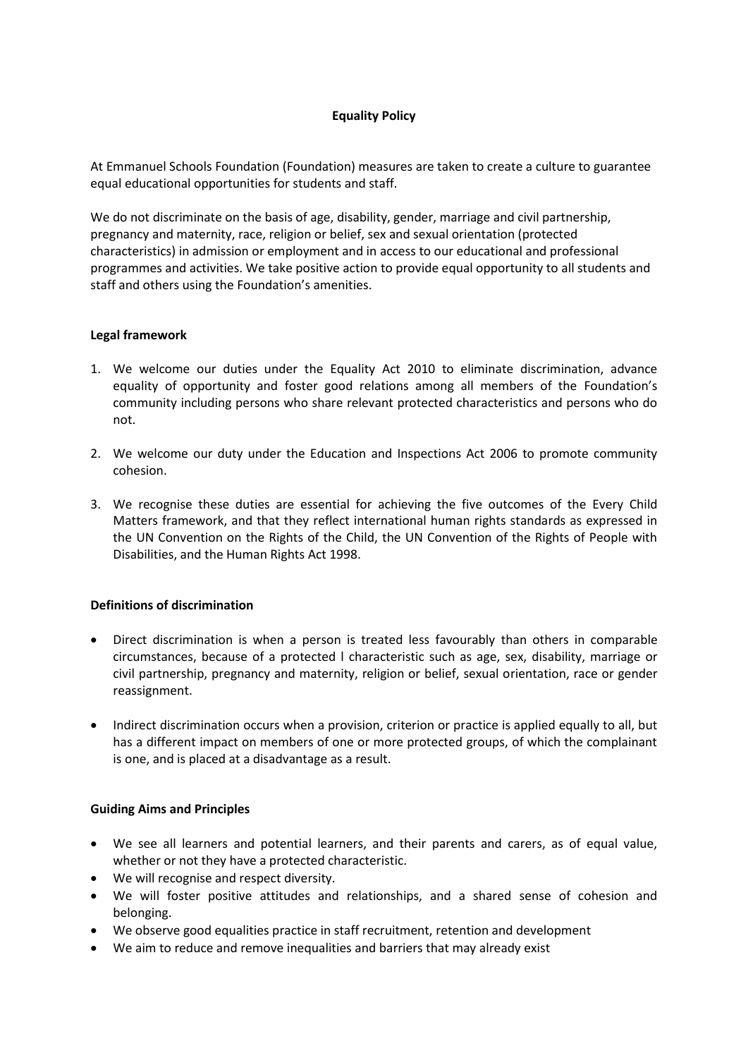**Equality Policy**

At Emmanuel Schools Foundation (Foundation) measures are taken to create a culture to guarantee equal educational opportunities for students and staff.

We do not discriminate on the basis of age, disability, gender, marriage and civil partnership, pregnancy and maternity, race, religion or belief, sex and sexual orientation (protected characteristics) in admission or employment and in access to our educational and professional programmes and activities. We take positive action to provide equal opportunity to all students and staff and others using the Foundation's amenities.

**Legal framework**

1. We welcome our duties under the Equality Act 2010 to eliminate discrimination, advance equality of opportunity and foster good relations among all members of the Foundation's community including persons who share relevant protected characteristics and persons who do not.

2. We welcome our duty under the Education and Inspections Act 2006 to promote community cohesion.

3. We recognise these duties are essential for achieving the five outcomes of the Every Child Matters framework, and that they reflect international human rights standards as expressed in the UN Convention on the Rights of the Child, the UN Convention of the Rights of People with Disabilities, and the Human Rights Act 1998.

**Definitions of discrimination**

- Direct discrimination is when a person is treated less favourably than others in comparable circumstances, because of a protected l characteristic such as age, sex, disability, marriage or civil partnership, pregnancy and maternity, religion or belief, sexual orientation, race or gender reassignment.

- Indirect discrimination occurs when a provision, criterion or practice is applied equally to all, but has a different impact on members of one or more protected groups, of which the complainant is one, and is placed at a disadvantage as a result.

**Guiding Aims and Principles**

- We see all learners and potential learners, and their parents and carers, as of equal value, whether or not they have a protected characteristic.
- We will recognise and respect diversity.
- We will foster positive attitudes and relationships, and a shared sense of cohesion and belonging.
- We observe good equalities practice in staff recruitment, retention and development
- We aim to reduce and remove inequalities and barriers that may already exist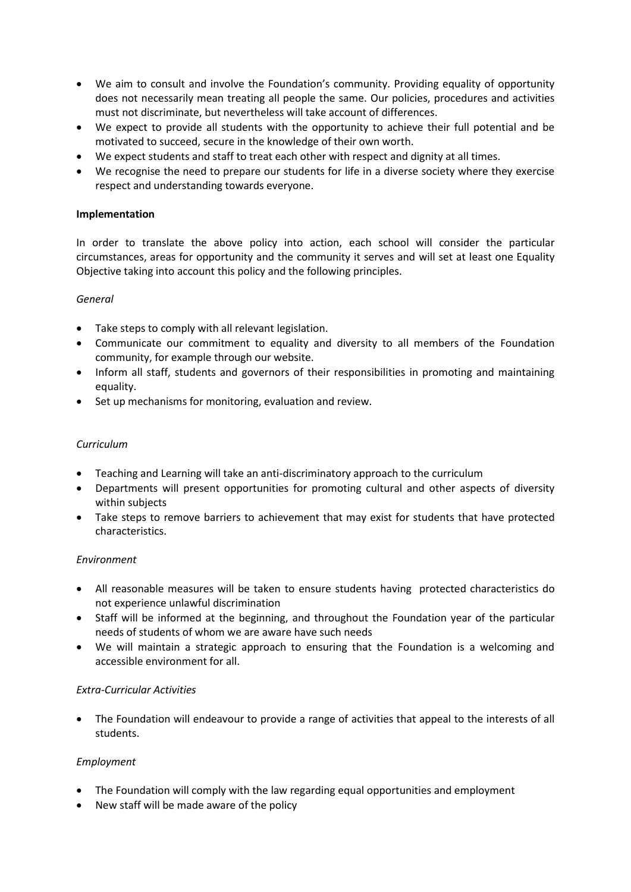- We aim to consult and involve the Foundation's community. Providing equality of opportunity does not necessarily mean treating all people the same. Our policies, procedures and activities must not discriminate, but nevertheless will take account of differences.
- We expect to provide all students with the opportunity to achieve their full potential and be motivated to succeed, secure in the knowledge of their own worth.
- We expect students and staff to treat each other with respect and dignity at all times.
- We recognise the need to prepare our students for life in a diverse society where they exercise respect and understanding towards everyone.

**Implementation**

In order to translate the above policy into action, each school will consider the particular circumstances, areas for opportunity and the community it serves and will set at least one Equality Objective taking into account this policy and the following principles.

*General*

- Take steps to comply with all relevant legislation.
- Communicate our commitment to equality and diversity to all members of the Foundation community, for example through our website.
- Inform all staff, students and governors of their responsibilities in promoting and maintaining equality.
- Set up mechanisms for monitoring, evaluation and review.

*Curriculum*

- Teaching and Learning will take an anti-discriminatory approach to the curriculum
- Departments will present opportunities for promoting cultural and other aspects of diversity within subjects
- Take steps to remove barriers to achievement that may exist for students that have protected characteristics.

*Environment*

- All reasonable measures will be taken to ensure students having protected characteristics do not experience unlawful discrimination
- Staff will be informed at the beginning, and throughout the Foundation year of the particular needs of students of whom we are aware have such needs
- We will maintain a strategic approach to ensuring that the Foundation is a welcoming and accessible environment for all.

*Extra-Curricular Activities*

- The Foundation will endeavour to provide a range of activities that appeal to the interests of all students.

*Employment*

- The Foundation will comply with the law regarding equal opportunities and employment
- New staff will be made aware of the policy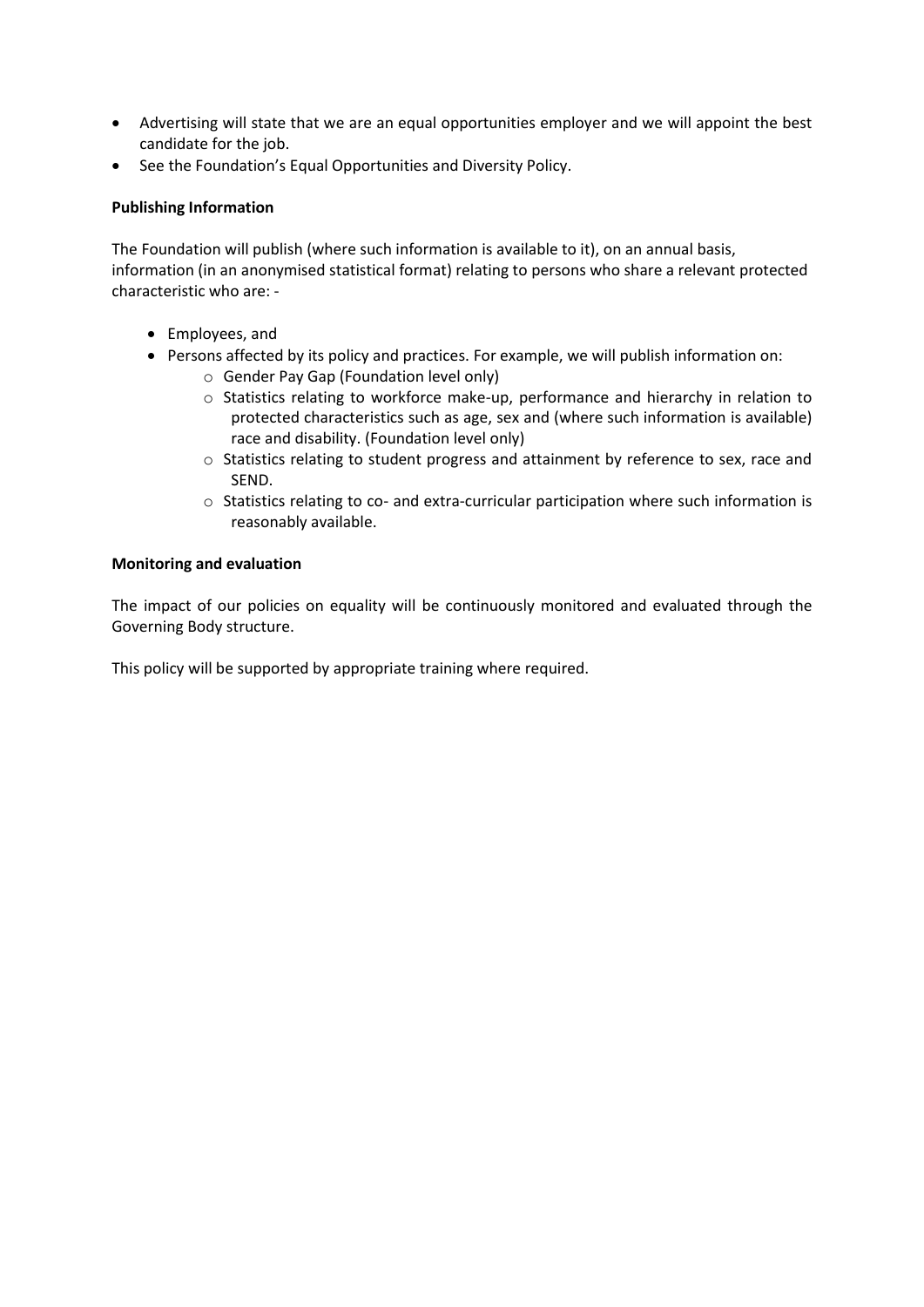- Advertising will state that we are an equal opportunities employer and we will appoint the best candidate for the job.
- See the Foundation's Equal Opportunities and Diversity Policy.

**Publishing Information**

The Foundation will publish (where such information is available to it), on an annual basis, information (in an anonymised statistical format) relating to persons who share a relevant protected characteristic who are: -

- Employees, and
- Persons affected by its policy and practices. For example, we will publish information on:
  - Gender Pay Gap (Foundation level only)
  - Statistics relating to workforce make-up, performance and hierarchy in relation to protected characteristics such as age, sex and (where such information is available) race and disability. (Foundation level only)
  - Statistics relating to student progress and attainment by reference to sex, race and SEND.
  - Statistics relating to co- and extra-curricular participation where such information is reasonably available.

**Monitoring and evaluation**

The impact of our policies on equality will be continuously monitored and evaluated through the Governing Body structure.

This policy will be supported by appropriate training where required.